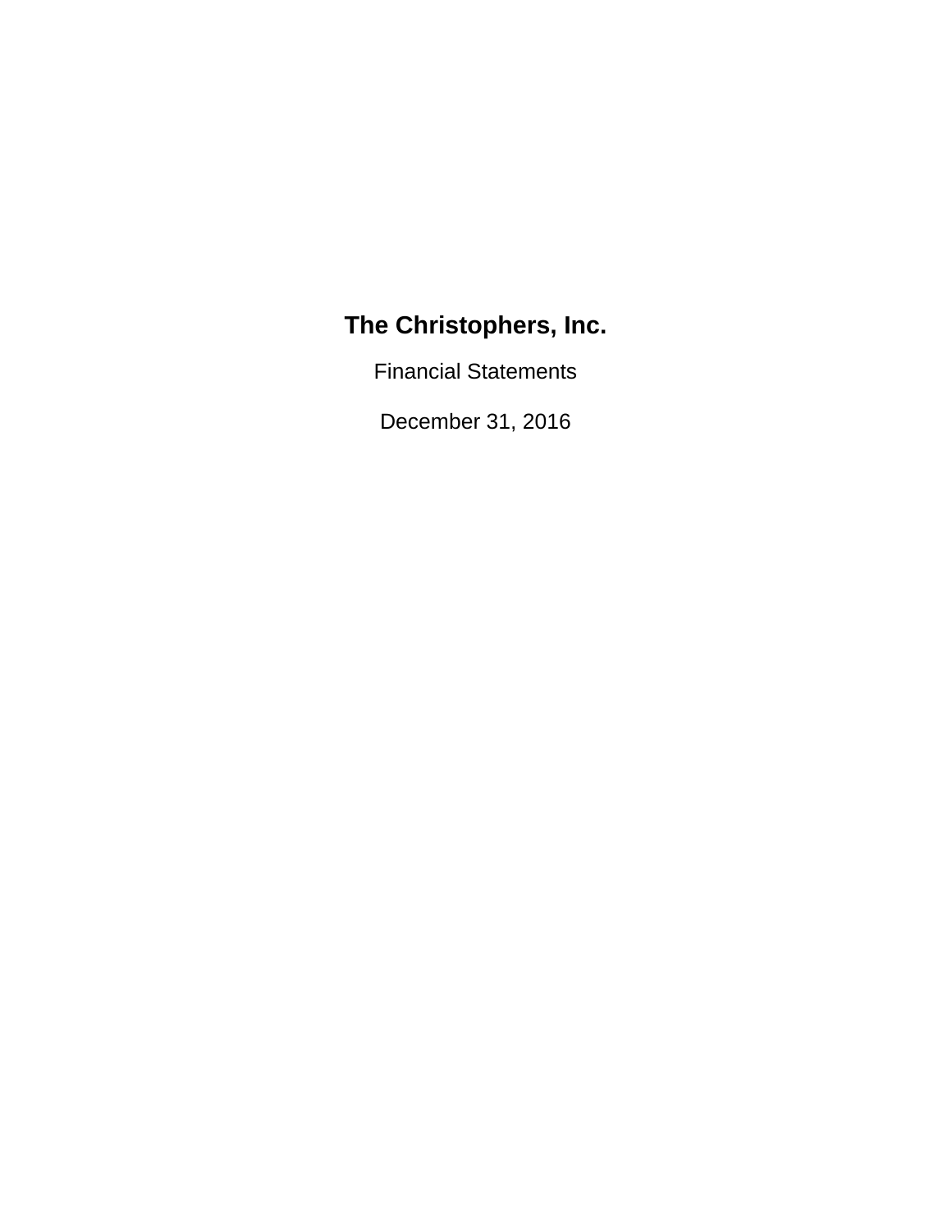# The Christophers, Inc.

Financial Statements

December 31, 2016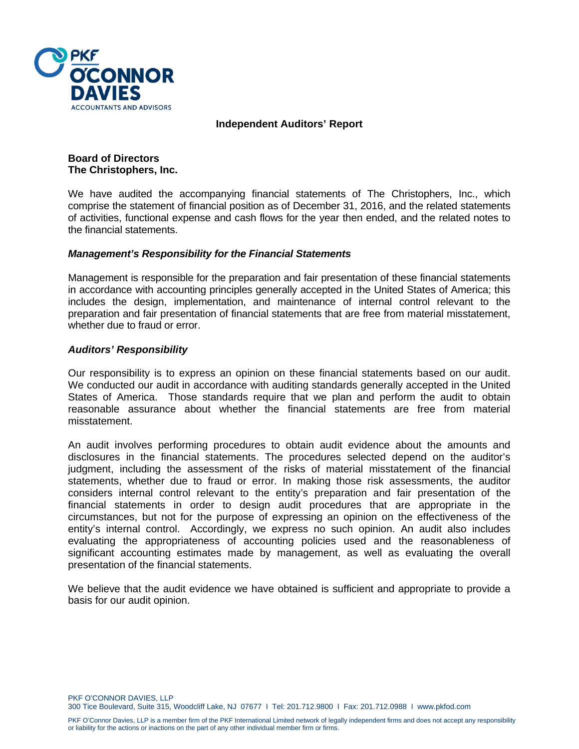# Independent Auditors' Report

**Board of Directors**
**The Christophers, Inc.**

We have audited the accompanying financial statements of The Christophers, Inc., which comprise the statement of financial position as of December 31, 2016, and the related statements of activities, functional expense and cash flows for the year then ended, and the related notes to the financial statements.

### *Management's Responsibility for the Financial Statements*

Management is responsible for the preparation and fair presentation of these financial statements in accordance with accounting principles generally accepted in the United States of America; this includes the design, implementation, and maintenance of internal control relevant to the preparation and fair presentation of financial statements that are free from material misstatement, whether due to fraud or error.

### *Auditors' Responsibility*

Our responsibility is to express an opinion on these financial statements based on our audit. We conducted our audit in accordance with auditing standards generally accepted in the United States of America. Those standards require that we plan and perform the audit to obtain reasonable assurance about whether the financial statements are free from material misstatement.

An audit involves performing procedures to obtain audit evidence about the amounts and disclosures in the financial statements. The procedures selected depend on the auditor's judgment, including the assessment of the risks of material misstatement of the financial statements, whether due to fraud or error. In making those risk assessments, the auditor considers internal control relevant to the entity's preparation and fair presentation of the financial statements in order to design audit procedures that are appropriate in the circumstances, but not for the purpose of expressing an opinion on the effectiveness of the entity's internal control. Accordingly, we express no such opinion. An audit also includes evaluating the appropriateness of accounting policies used and the reasonableness of significant accounting estimates made by management, as well as evaluating the overall presentation of the financial statements.

We believe that the audit evidence we have obtained is sufficient and appropriate to provide a basis for our audit opinion.

PKF O'CONNOR DAVIES, LLP
300 Tice Boulevard, Suite 315, Woodcliff Lake, NJ 07677 I Tel: 201.712.9800 I Fax: 201.712.0988 I www.pkfod.com

PKF O'Connor Davies, LLP is a member firm of the PKF International Limited network of legally independent firms and does not accept any responsibility or liability for the actions or inactions on the part of any other individual member firm or firms.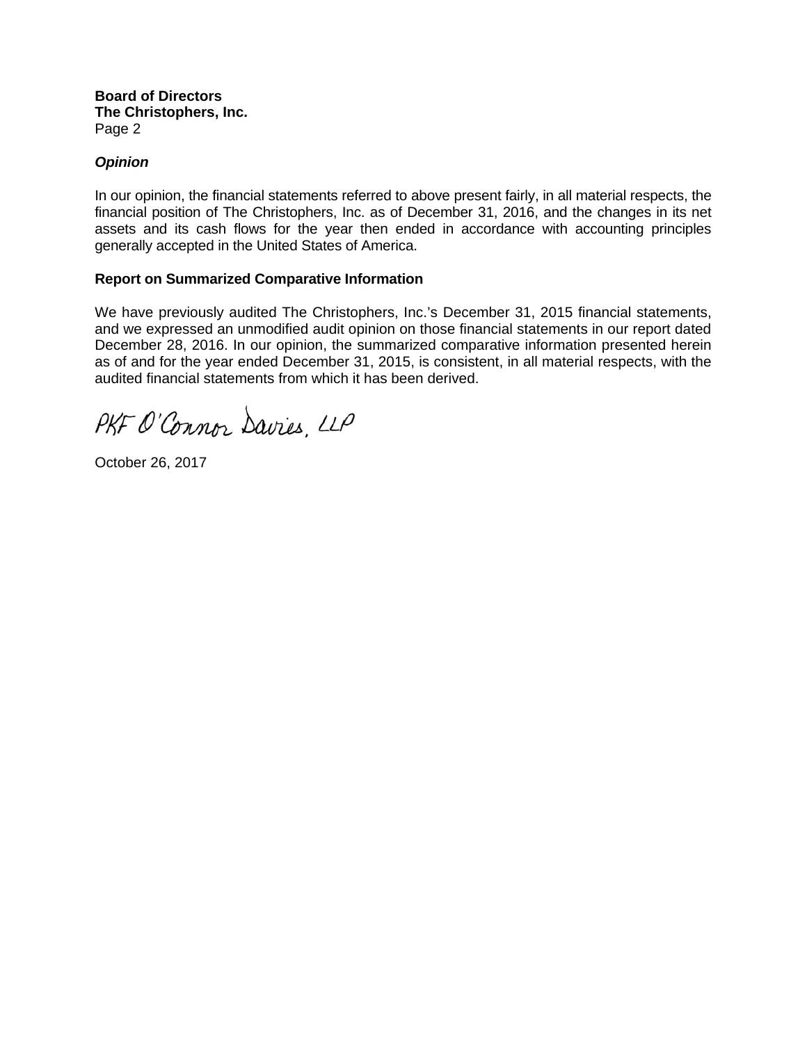**Board of Directors**
**The Christophers, Inc.**
Page 2

***Opinion***

In our opinion, the financial statements referred to above present fairly, in all material respects, the financial position of The Christophers, Inc. as of December 31, 2016, and the changes in its net assets and its cash flows for the year then ended in accordance with accounting principles generally accepted in the United States of America.

**Report on Summarized Comparative Information**

We have previously audited The Christophers, Inc.'s December 31, 2015 financial statements, and we expressed an unmodified audit opinion on those financial statements in our report dated December 28, 2016. In our opinion, the summarized comparative information presented herein as of and for the year ended December 31, 2015, is consistent, in all material respects, with the audited financial statements from which it has been derived.

PKF O'Connor Davies, LLP

October 26, 2017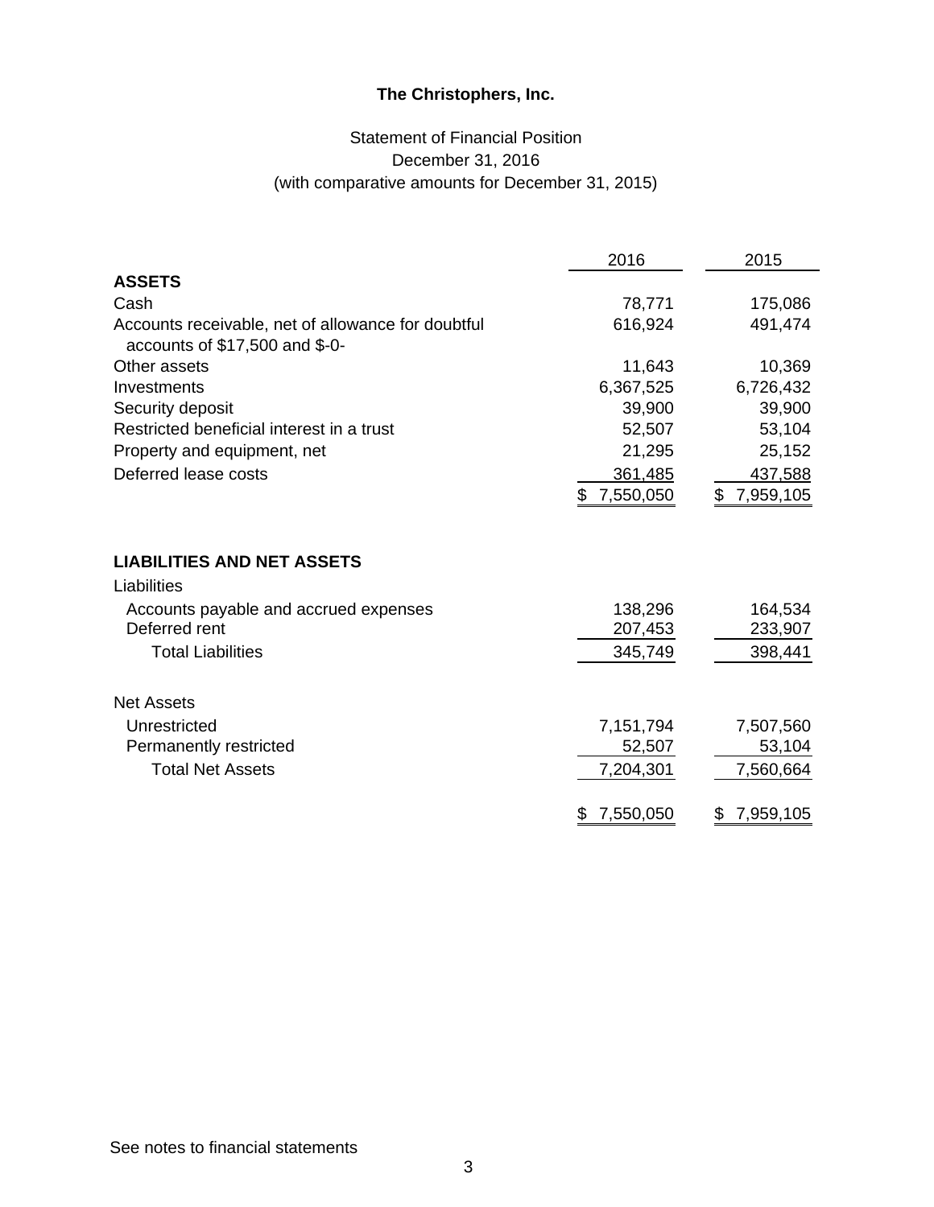**The Christophers, Inc.**

Statement of Financial Position
December 31, 2016
(with comparative amounts for December 31, 2015)

| | 2016 | 2015 |
|---|---|---|
| **ASSETS** | | |
| Cash | 78,771 | 175,086 |
| Accounts receivable, net of allowance for doubtful accounts of $17,500 and $-0- | 616,924 | 491,474 |
| Other assets | 11,643 | 10,369 |
| Investments | 6,367,525 | 6,726,432 |
| Security deposit | 39,900 | 39,900 |
| Restricted beneficial interest in a trust | 52,507 | 53,104 |
| Property and equipment, net | 21,295 | 25,152 |
| Deferred lease costs | 361,485 | 437,588 |
| | $ 7,550,050 | $ 7,959,105 |
| | | |
| **LIABILITIES AND NET ASSETS** | | |
| Liabilities | | |
| Accounts payable and accrued expenses | 138,296 | 164,534 |
| Deferred rent | 207,453 | 233,907 |
| Total Liabilities | 345,749 | 398,441 |
| | | |
| Net Assets | | |
| Unrestricted | 7,151,794 | 7,507,560 |
| Permanently restricted | 52,507 | 53,104 |
| Total Net Assets | 7,204,301 | 7,560,664 |
| | | |
| | $ 7,550,050 | $ 7,959,105 |

See notes to financial statements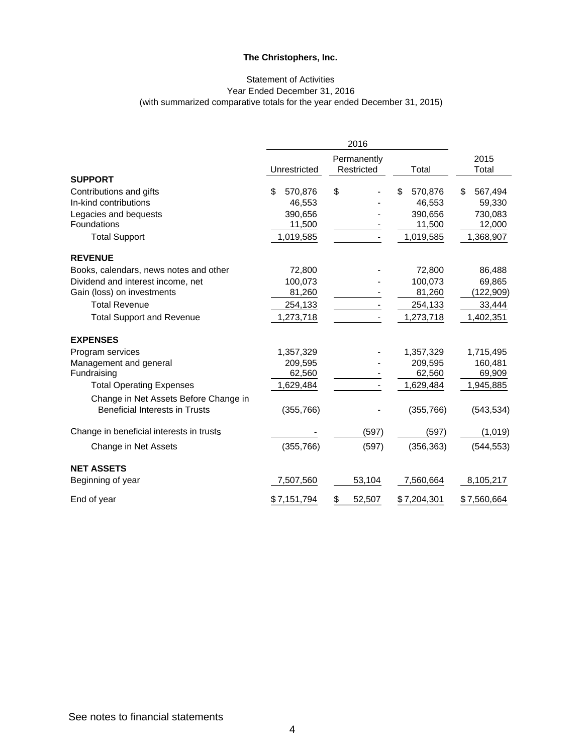**The Christophers, Inc.**

Statement of Activities
Year Ended December 31, 2016
(with summarized comparative totals for the year ended December 31, 2015)

| | 2016 | | | |
|---|---|---|---|---|
| | Unrestricted | Permanently Restricted | Total | 2015 Total |
| **SUPPORT** | | | | |
| Contributions and gifts | $ 570,876 | $ - | $ 570,876 | $ 567,494 |
| In-kind contributions | 46,553 | - | 46,553 | 59,330 |
| Legacies and bequests | 390,656 | - | 390,656 | 730,083 |
| Foundations | 11,500 | - | 11,500 | 12,000 |
| Total Support | 1,019,585 | - | 1,019,585 | 1,368,907 |
| **REVENUE** | | | | |
| Books, calendars, news notes and other | 72,800 | - | 72,800 | 86,488 |
| Dividend and interest income, net | 100,073 | - | 100,073 | 69,865 |
| Gain (loss) on investments | 81,260 | - | 81,260 | (122,909) |
| Total Revenue | 254,133 | - | 254,133 | 33,444 |
| Total Support and Revenue | 1,273,718 | - | 1,273,718 | 1,402,351 |
| **EXPENSES** | | | | |
| Program services | 1,357,329 | - | 1,357,329 | 1,715,495 |
| Management and general | 209,595 | - | 209,595 | 160,481 |
| Fundraising | 62,560 | - | 62,560 | 69,909 |
| Total Operating Expenses | 1,629,484 | - | 1,629,484 | 1,945,885 |
| Change in Net Assets Before Change in Beneficial Interests in Trusts | (355,766) | - | (355,766) | (543,534) |
| Change in beneficial interests in trusts | - | (597) | (597) | (1,019) |
| Change in Net Assets | (355,766) | (597) | (356,363) | (544,553) |
| **NET ASSETS** | | | | |
| Beginning of year | 7,507,560 | 53,104 | 7,560,664 | 8,105,217 |
| End of year | $ 7,151,794 | $ 52,507 | $ 7,204,301 | $ 7,560,664 |

See notes to financial statements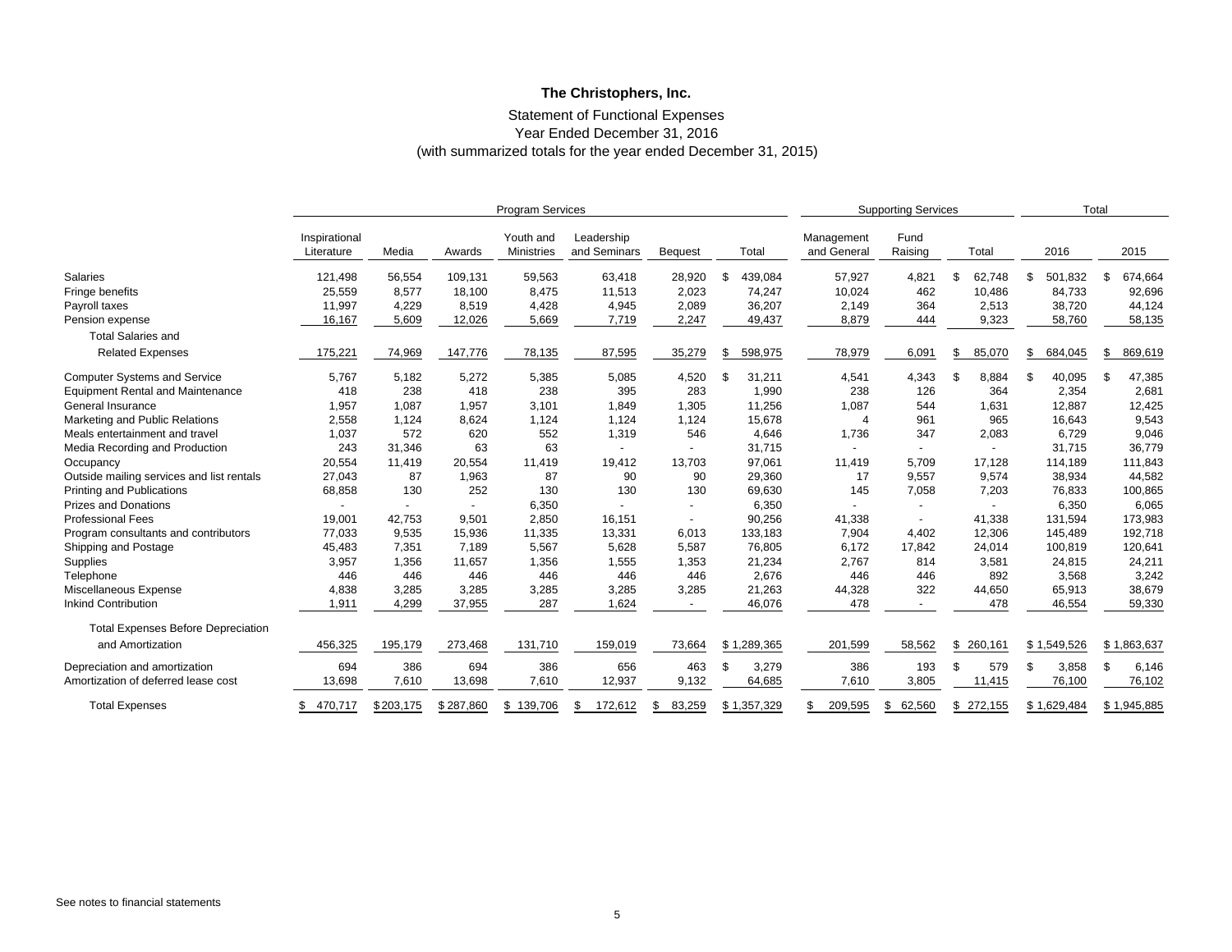# The Christophers, Inc.

## Statement of Functional Expenses
## Year Ended December 31, 2016
## (with summarized totals for the year ended December 31, 2015)

| | Program Services | | | | | | | Supporting Services | | | Total | |
|---|---|---|---|---|---|---|---|---|---|---|---|---|
| | Inspirational Literature | Media | Awards | Youth and Ministries | Leadership and Seminars | Bequest | Total | Management and General | Fund Raising | Total | 2016 | 2015 |
| Salaries | 121,498 | 56,554 | 109,131 | 59,563 | 63,418 | 28,920 | $ 439,084 | 57,927 | 4,821 | $ 62,748 | $ 501,832 | $ 674,664 |
| Fringe benefits | 25,559 | 8,577 | 18,100 | 8,475 | 11,513 | 2,023 | 74,247 | 10,024 | 462 | 10,486 | 84,733 | 92,696 |
| Payroll taxes | 11,997 | 4,229 | 8,519 | 4,428 | 4,945 | 2,089 | 36,207 | 2,149 | 364 | 2,513 | 38,720 | 44,124 |
| Pension expense | 16,167 | 5,609 | 12,026 | 5,669 | 7,719 | 2,247 | 49,437 | 8,879 | 444 | 9,323 | 58,760 | 58,135 |
| Total Salaries and Related Expenses | 175,221 | 74,969 | 147,776 | 78,135 | 87,595 | 35,279 | $ 598,975 | 78,979 | 6,091 | $ 85,070 | $ 684,045 | $ 869,619 |
| Computer Systems and Service | 5,767 | 5,182 | 5,272 | 5,385 | 5,085 | 4,520 | $ 31,211 | 4,541 | 4,343 | $ 8,884 | $ 40,095 | $ 47,385 |
| Equipment Rental and Maintenance | 418 | 238 | 418 | 238 | 395 | 283 | 1,990 | 238 | 126 | 364 | 2,354 | 2,681 |
| General Insurance | 1,957 | 1,087 | 1,957 | 3,101 | 1,849 | 1,305 | 11,256 | 1,087 | 544 | 1,631 | 12,887 | 12,425 |
| Marketing and Public Relations | 2,558 | 1,124 | 8,624 | 1,124 | 1,124 | 1,124 | 15,678 | 4 | 961 | 965 | 16,643 | 9,543 |
| Meals entertainment and travel | 1,037 | 572 | 620 | 552 | 1,319 | 546 | 4,646 | 1,736 | 347 | 2,083 | 6,729 | 9,046 |
| Media Recording and Production | 243 | 31,346 | 63 | 63 | - | - | 31,715 | - | - | - | 31,715 | 36,779 |
| Occupancy | 20,554 | 11,419 | 20,554 | 11,419 | 19,412 | 13,703 | 97,061 | 11,419 | 5,709 | 17,128 | 114,189 | 111,843 |
| Outside mailing services and list rentals | 27,043 | 87 | 1,963 | 87 | 90 | 90 | 29,360 | 17 | 9,557 | 9,574 | 38,934 | 44,582 |
| Printing and Publications | 68,858 | 130 | 252 | 130 | 130 | 130 | 69,630 | 145 | 7,058 | 7,203 | 76,833 | 100,865 |
| Prizes and Donations | - | - | - | 6,350 | - | - | 6,350 | - | - | - | 6,350 | 6,065 |
| Professional Fees | 19,001 | 42,753 | 9,501 | 2,850 | 16,151 | - | 90,256 | 41,338 | - | 41,338 | 131,594 | 173,983 |
| Program consultants and contributors | 77,033 | 9,535 | 15,936 | 11,335 | 13,331 | 6,013 | 133,183 | 7,904 | 4,402 | 12,306 | 145,489 | 192,718 |
| Shipping and Postage | 45,483 | 7,351 | 7,189 | 5,567 | 5,628 | 5,587 | 76,805 | 6,172 | 17,842 | 24,014 | 100,819 | 120,641 |
| Supplies | 3,957 | 1,356 | 11,657 | 1,356 | 1,555 | 1,353 | 21,234 | 2,767 | 814 | 3,581 | 24,815 | 24,211 |
| Telephone | 446 | 446 | 446 | 446 | 446 | 446 | 2,676 | 446 | 446 | 892 | 3,568 | 3,242 |
| Miscellaneous Expense | 4,838 | 3,285 | 3,285 | 3,285 | 3,285 | 3,285 | 21,263 | 44,328 | 322 | 44,650 | 65,913 | 38,679 |
| Inkind Contribution | 1,911 | 4,299 | 37,955 | 287 | 1,624 | - | 46,076 | 478 | - | 478 | 46,554 | 59,330 |
| Total Expenses Before Depreciation and Amortization | 456,325 | 195,179 | 273,468 | 131,710 | 159,019 | 73,664 | $ 1,289,365 | 201,599 | 58,562 | $ 260,161 | $ 1,549,526 | $ 1,863,637 |
| Depreciation and amortization | 694 | 386 | 694 | 386 | 656 | 463 | $ 3,279 | 386 | 193 | $ 579 | $ 3,858 | $ 6,146 |
| Amortization of deferred lease cost | 13,698 | 7,610 | 13,698 | 7,610 | 12,937 | 9,132 | 64,685 | 7,610 | 3,805 | 11,415 | 76,100 | 76,102 |
| Total Expenses | $ 470,717 | $ 203,175 | $ 287,860 | $ 139,706 | $ 172,612 | $ 83,259 | $ 1,357,329 | $ 209,595 | $ 62,560 | $ 272,155 | $ 1,629,484 | $ 1,945,885 |

See notes to financial statements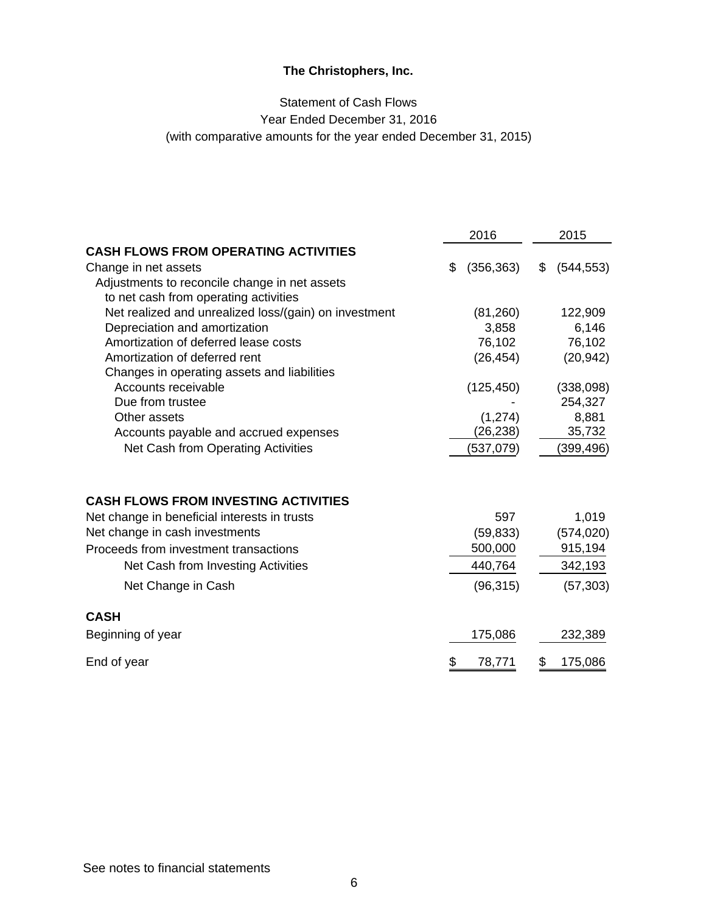**The Christophers, Inc.**

Statement of Cash Flows
Year Ended December 31, 2016
(with comparative amounts for the year ended December 31, 2015)

| | 2016 | 2015 |
|---|---|---|
| **CASH FLOWS FROM OPERATING ACTIVITIES** | | |
| Change in net assets | $ (356,363) | $ (544,553) |
| Adjustments to reconcile change in net assets to net cash from operating activities | | |
| Net realized and unrealized loss/(gain) on investment | (81,260) | 122,909 |
| Depreciation and amortization | 3,858 | 6,146 |
| Amortization of deferred lease costs | 76,102 | 76,102 |
| Amortization of deferred rent | (26,454) | (20,942) |
| Changes in operating assets and liabilities | | |
| Accounts receivable | (125,450) | (338,098) |
| Due from trustee | - | 254,327 |
| Other assets | (1,274) | 8,881 |
| Accounts payable and accrued expenses | (26,238) | 35,732 |
| Net Cash from Operating Activities | (537,079) | (399,496) |
| **CASH FLOWS FROM INVESTING ACTIVITIES** | | |
| Net change in beneficial interests in trusts | 597 | 1,019 |
| Net change in cash investments | (59,833) | (574,020) |
| Proceeds from investment transactions | 500,000 | 915,194 |
| Net Cash from Investing Activities | 440,764 | 342,193 |
| Net Change in Cash | (96,315) | (57,303) |
| **CASH** | | |
| Beginning of year | 175,086 | 232,389 |
| End of year | $ 78,771 | $ 175,086 |

See notes to financial statements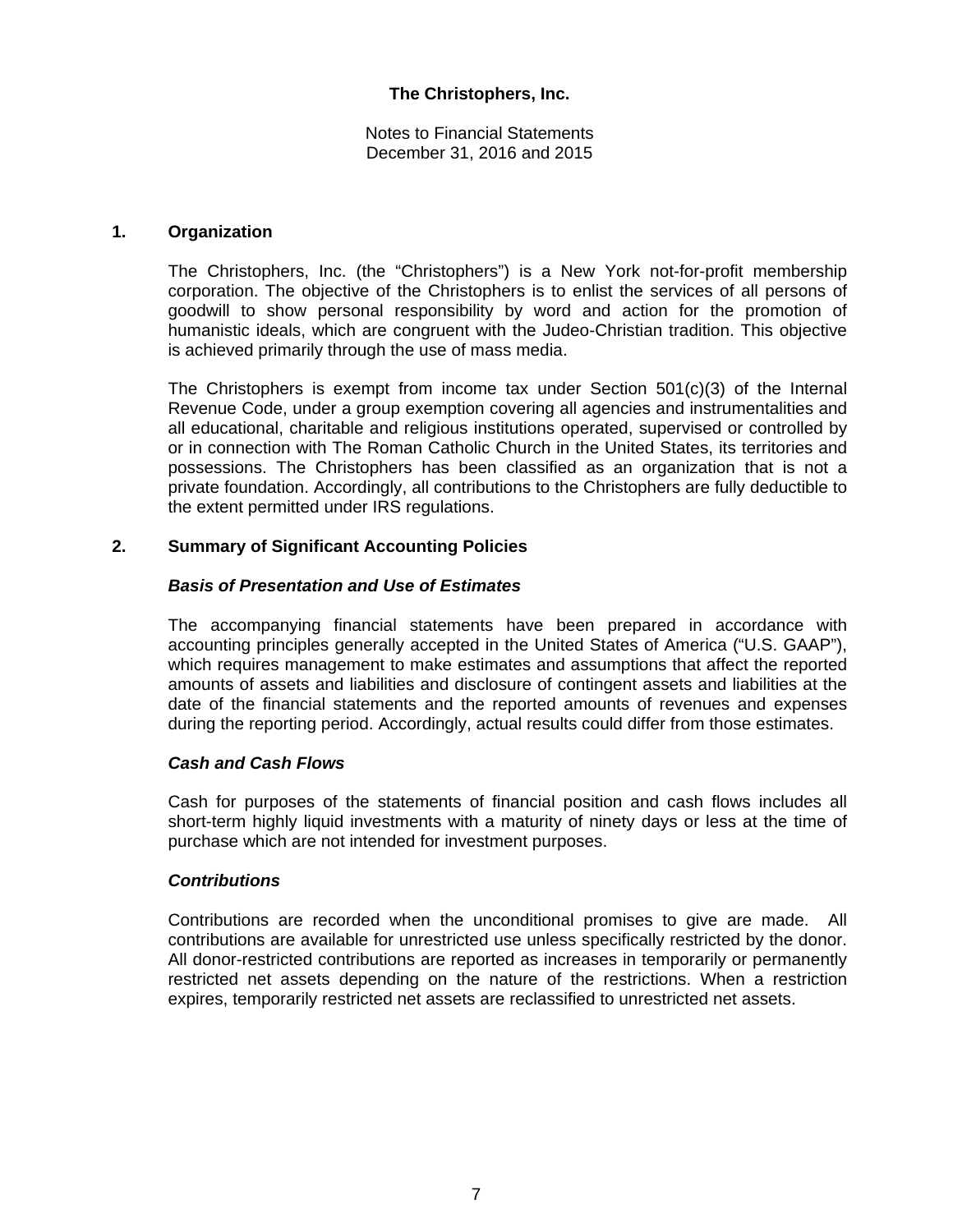**The Christophers, Inc.**

Notes to Financial Statements
December 31, 2016 and 2015

## 1. Organization

The Christophers, Inc. (the "Christophers") is a New York not-for-profit membership corporation. The objective of the Christophers is to enlist the services of all persons of goodwill to show personal responsibility by word and action for the promotion of humanistic ideals, which are congruent with the Judeo-Christian tradition. This objective is achieved primarily through the use of mass media.

The Christophers is exempt from income tax under Section 501(c)(3) of the Internal Revenue Code, under a group exemption covering all agencies and instrumentalities and all educational, charitable and religious institutions operated, supervised or controlled by or in connection with The Roman Catholic Church in the United States, its territories and possessions. The Christophers has been classified as an organization that is not a private foundation. Accordingly, all contributions to the Christophers are fully deductible to the extent permitted under IRS regulations.

## 2. Summary of Significant Accounting Policies

### *Basis of Presentation and Use of Estimates*

The accompanying financial statements have been prepared in accordance with accounting principles generally accepted in the United States of America ("U.S. GAAP"), which requires management to make estimates and assumptions that affect the reported amounts of assets and liabilities and disclosure of contingent assets and liabilities at the date of the financial statements and the reported amounts of revenues and expenses during the reporting period. Accordingly, actual results could differ from those estimates.

### *Cash and Cash Flows*

Cash for purposes of the statements of financial position and cash flows includes all short-term highly liquid investments with a maturity of ninety days or less at the time of purchase which are not intended for investment purposes.

### *Contributions*

Contributions are recorded when the unconditional promises to give are made. All contributions are available for unrestricted use unless specifically restricted by the donor. All donor-restricted contributions are reported as increases in temporarily or permanently restricted net assets depending on the nature of the restrictions. When a restriction expires, temporarily restricted net assets are reclassified to unrestricted net assets.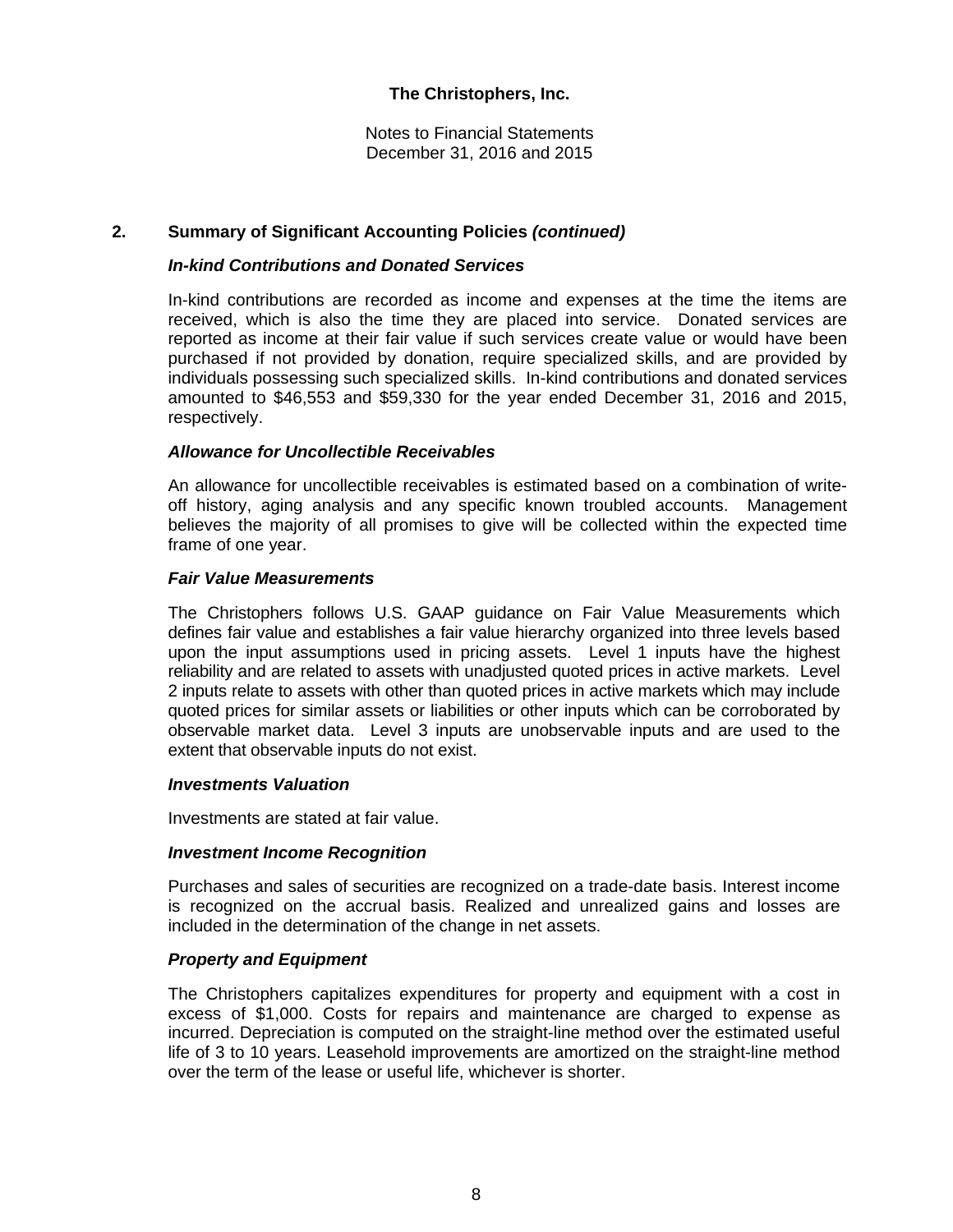**The Christophers, Inc.**

Notes to Financial Statements
December 31, 2016 and 2015

## 2. Summary of Significant Accounting Policies *(continued)*

### *In-kind Contributions and Donated Services*

In-kind contributions are recorded as income and expenses at the time the items are received, which is also the time they are placed into service. Donated services are reported as income at their fair value if such services create value or would have been purchased if not provided by donation, require specialized skills, and are provided by individuals possessing such specialized skills. In-kind contributions and donated services amounted to $46,553 and $59,330 for the year ended December 31, 2016 and 2015, respectively.

### *Allowance for Uncollectible Receivables*

An allowance for uncollectible receivables is estimated based on a combination of write-off history, aging analysis and any specific known troubled accounts. Management believes the majority of all promises to give will be collected within the expected time frame of one year.

### *Fair Value Measurements*

The Christophers follows U.S. GAAP guidance on Fair Value Measurements which defines fair value and establishes a fair value hierarchy organized into three levels based upon the input assumptions used in pricing assets. Level 1 inputs have the highest reliability and are related to assets with unadjusted quoted prices in active markets. Level 2 inputs relate to assets with other than quoted prices in active markets which may include quoted prices for similar assets or liabilities or other inputs which can be corroborated by observable market data. Level 3 inputs are unobservable inputs and are used to the extent that observable inputs do not exist.

### *Investments Valuation*

Investments are stated at fair value.

### *Investment Income Recognition*

Purchases and sales of securities are recognized on a trade-date basis. Interest income is recognized on the accrual basis. Realized and unrealized gains and losses are included in the determination of the change in net assets.

### *Property and Equipment*

The Christophers capitalizes expenditures for property and equipment with a cost in excess of $1,000. Costs for repairs and maintenance are charged to expense as incurred. Depreciation is computed on the straight-line method over the estimated useful life of 3 to 10 years. Leasehold improvements are amortized on the straight-line method over the term of the lease or useful life, whichever is shorter.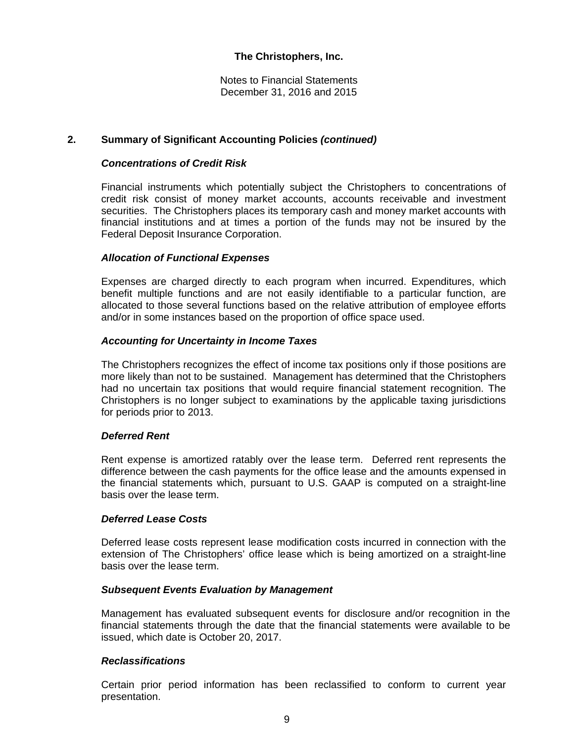**The Christophers, Inc.**

Notes to Financial Statements
December 31, 2016 and 2015

## 2. Summary of Significant Accounting Policies *(continued)*

### *Concentrations of Credit Risk*

Financial instruments which potentially subject the Christophers to concentrations of credit risk consist of money market accounts, accounts receivable and investment securities. The Christophers places its temporary cash and money market accounts with financial institutions and at times a portion of the funds may not be insured by the Federal Deposit Insurance Corporation.

### *Allocation of Functional Expenses*

Expenses are charged directly to each program when incurred. Expenditures, which benefit multiple functions and are not easily identifiable to a particular function, are allocated to those several functions based on the relative attribution of employee efforts and/or in some instances based on the proportion of office space used.

### *Accounting for Uncertainty in Income Taxes*

The Christophers recognizes the effect of income tax positions only if those positions are more likely than not to be sustained. Management has determined that the Christophers had no uncertain tax positions that would require financial statement recognition. The Christophers is no longer subject to examinations by the applicable taxing jurisdictions for periods prior to 2013.

### *Deferred Rent*

Rent expense is amortized ratably over the lease term. Deferred rent represents the difference between the cash payments for the office lease and the amounts expensed in the financial statements which, pursuant to U.S. GAAP is computed on a straight-line basis over the lease term.

### *Deferred Lease Costs*

Deferred lease costs represent lease modification costs incurred in connection with the extension of The Christophers' office lease which is being amortized on a straight-line basis over the lease term.

### *Subsequent Events Evaluation by Management*

Management has evaluated subsequent events for disclosure and/or recognition in the financial statements through the date that the financial statements were available to be issued, which date is October 20, 2017.

### *Reclassifications*

Certain prior period information has been reclassified to conform to current year presentation.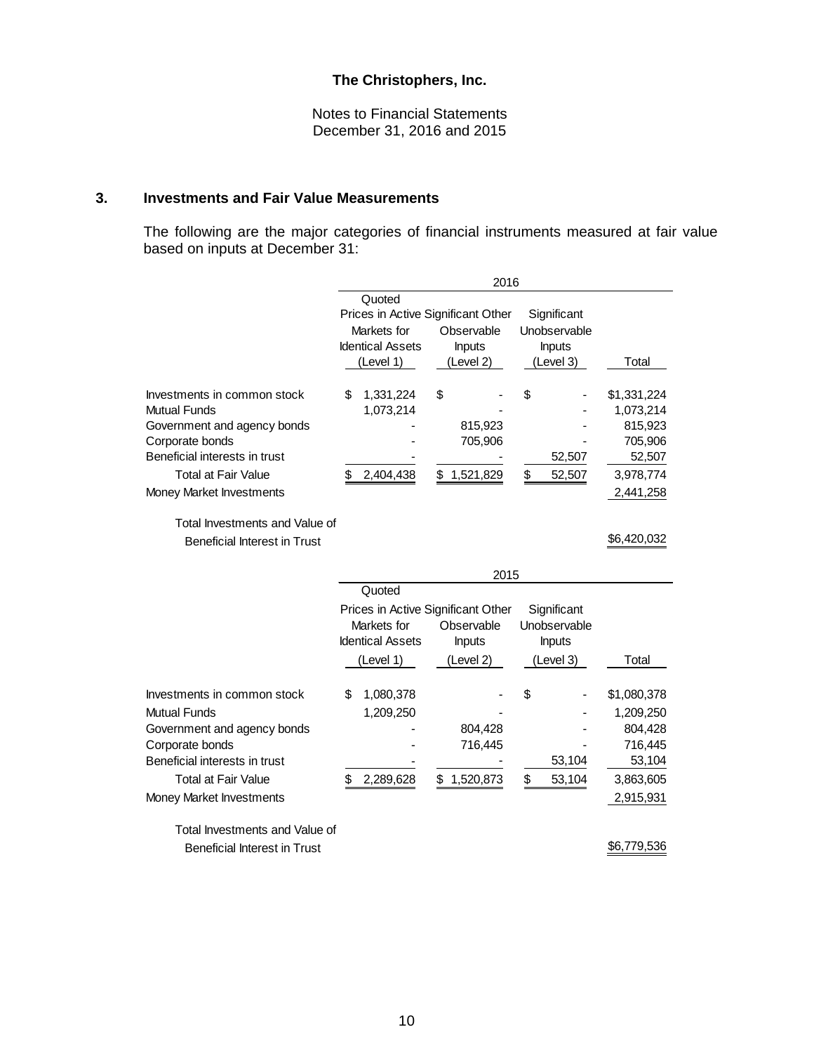The Christophers, Inc.

Notes to Financial Statements
December 31, 2016 and 2015

## 3. Investments and Fair Value Measurements

The following are the major categories of financial instruments measured at fair value based on inputs at December 31:

| | 2016 | | | |
|---|---|---|---|---|
| | Quoted Prices in Active Markets for Identical Assets (Level 1) | Significant Other Observable Inputs (Level 2) | Significant Unobservable Inputs (Level 3) | Total |
| Investments in common stock | $ 1,331,224 | $ - | $ - | $1,331,224 |
| Mutual Funds | 1,073,214 | - | - | 1,073,214 |
| Government and agency bonds | - | 815,923 | - | 815,923 |
| Corporate bonds | - | 705,906 | - | 705,906 |
| Beneficial interests in trust | - | - | 52,507 | 52,507 |
| Total at Fair Value | $ 2,404,438 | $ 1,521,829 | $ 52,507 | 3,978,774 |
| Money Market Investments | | | | 2,441,258 |
| Total Investments and Value of Beneficial Interest in Trust | | | | $6,420,032 |

| | 2015 | | | |
|---|---|---|---|---|
| | Quoted Prices in Active Markets for Identical Assets (Level 1) | Significant Other Observable Inputs (Level 2) | Significant Unobservable Inputs (Level 3) | Total |
| Investments in common stock | $ 1,080,378 | - | $ - | $1,080,378 |
| Mutual Funds | 1,209,250 | - | - | 1,209,250 |
| Government and agency bonds | - | 804,428 | - | 804,428 |
| Corporate bonds | - | 716,445 | - | 716,445 |
| Beneficial interests in trust | - | - | 53,104 | 53,104 |
| Total at Fair Value | $ 2,289,628 | $ 1,520,873 | $ 53,104 | 3,863,605 |
| Money Market Investments | | | | 2,915,931 |
| Total Investments and Value of Beneficial Interest in Trust | | | | $6,779,536 |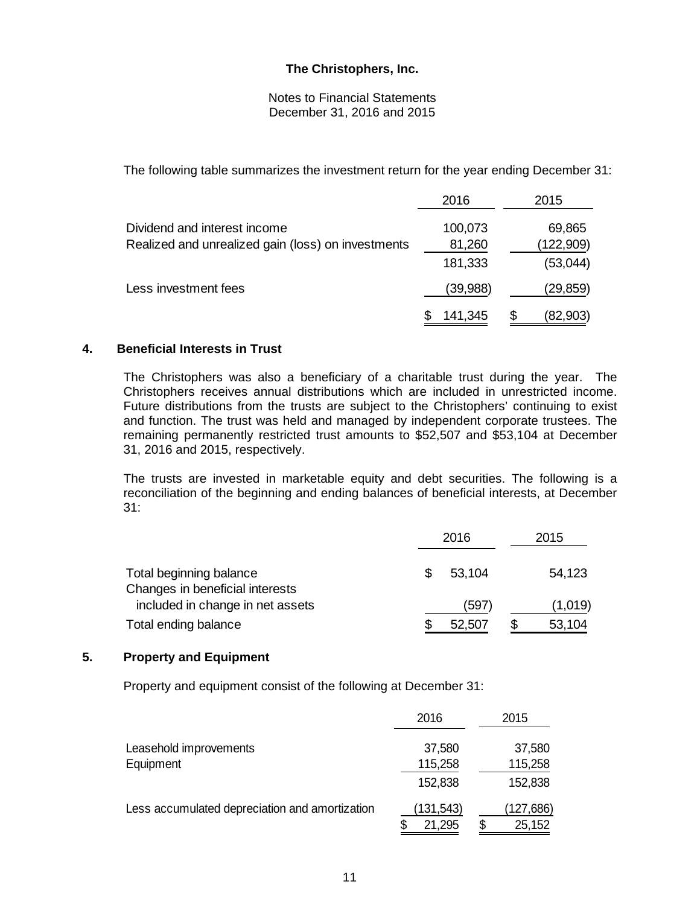The following table summarizes the investment return for the year ending December 31:

| | 2016 | 2015 |
|---|---|---|
| Dividend and interest income | 100,073 | 69,865 |
| Realized and unrealized gain (loss) on investments | 81,260 | (122,909) |
| | 181,333 | (53,044) |
| Less investment fees | (39,988) | (29,859) |
| | $ 141,345 | $ (82,903) |

## 4. Beneficial Interests in Trust

The Christophers was also a beneficiary of a charitable trust during the year. The Christophers receives annual distributions which are included in unrestricted income. Future distributions from the trusts are subject to the Christophers' continuing to exist and function. The trust was held and managed by independent corporate trustees. The remaining permanently restricted trust amounts to $52,507 and $53,104 at December 31, 2016 and 2015, respectively.

The trusts are invested in marketable equity and debt securities. The following is a reconciliation of the beginning and ending balances of beneficial interests, at December 31:

| | 2016 | 2015 |
|---|---|---|
| Total beginning balance | $ 53,104 | 54,123 |
| Changes in beneficial interests included in change in net assets | (597) | (1,019) |
| Total ending balance | $ 52,507 | $ 53,104 |

## 5. Property and Equipment

Property and equipment consist of the following at December 31:

| | 2016 | 2015 |
|---|---|---|
| Leasehold improvements | 37,580 | 37,580 |
| Equipment | 115,258 | 115,258 |
| | 152,838 | 152,838 |
| Less accumulated depreciation and amortization | (131,543) | (127,686) |
| | $ 21,295 | $ 25,152 |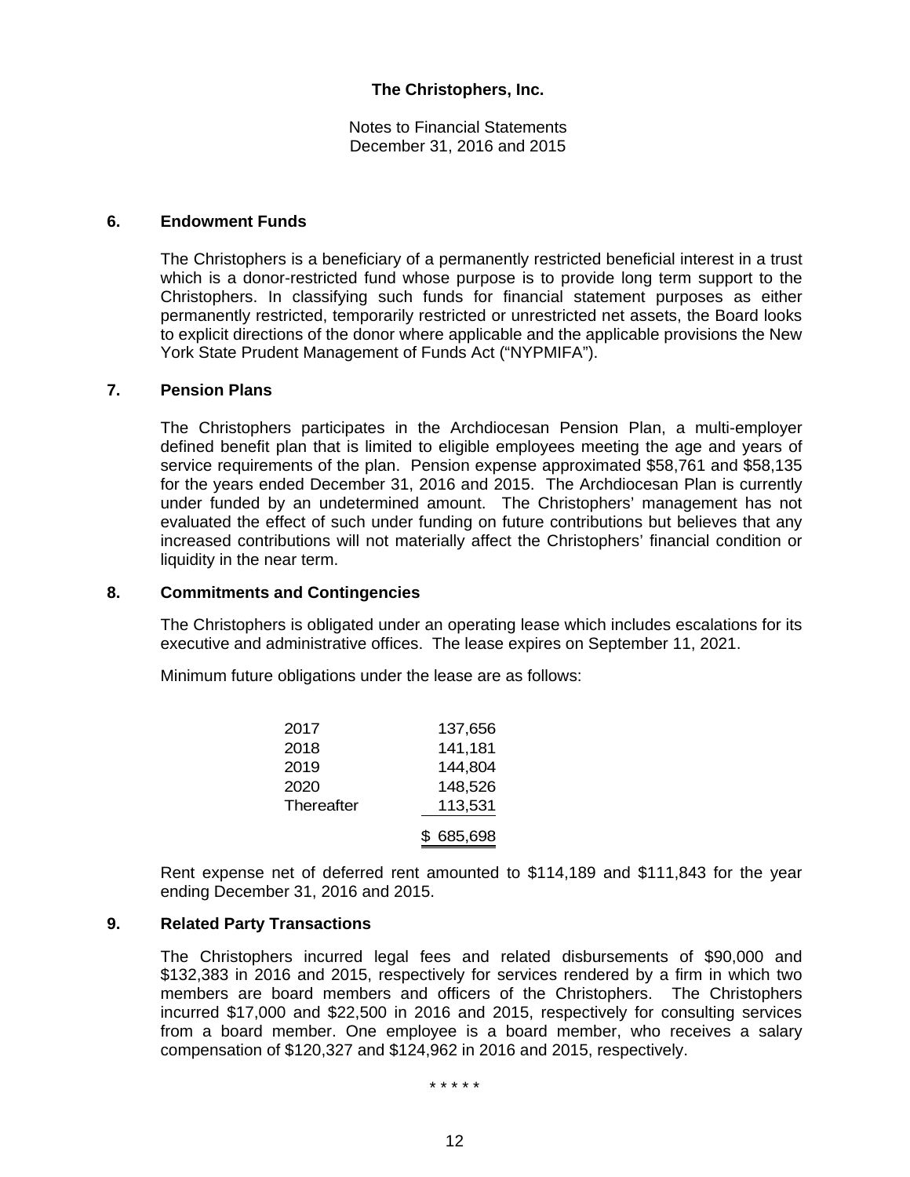**The Christophers, Inc.**

Notes to Financial Statements
December 31, 2016 and 2015

## 6. Endowment Funds

The Christophers is a beneficiary of a permanently restricted beneficial interest in a trust which is a donor-restricted fund whose purpose is to provide long term support to the Christophers. In classifying such funds for financial statement purposes as either permanently restricted, temporarily restricted or unrestricted net assets, the Board looks to explicit directions of the donor where applicable and the applicable provisions the New York State Prudent Management of Funds Act ("NYPMIFA").

## 7. Pension Plans

The Christophers participates in the Archdiocesan Pension Plan, a multi-employer defined benefit plan that is limited to eligible employees meeting the age and years of service requirements of the plan. Pension expense approximated $58,761 and $58,135 for the years ended December 31, 2016 and 2015. The Archdiocesan Plan is currently under funded by an undetermined amount. The Christophers' management has not evaluated the effect of such under funding on future contributions but believes that any increased contributions will not materially affect the Christophers' financial condition or liquidity in the near term.

## 8. Commitments and Contingencies

The Christophers is obligated under an operating lease which includes escalations for its executive and administrative offices. The lease expires on September 11, 2021.

Minimum future obligations under the lease are as follows:

| | |
|---|---|
| 2017 | 137,656 |
| 2018 | 141,181 |
| 2019 | 144,804 |
| 2020 | 148,526 |
| Thereafter | 113,531 |
| | $ 685,698 |

Rent expense net of deferred rent amounted to $114,189 and $111,843 for the year ending December 31, 2016 and 2015.

## 9. Related Party Transactions

The Christophers incurred legal fees and related disbursements of $90,000 and $132,383 in 2016 and 2015, respectively for services rendered by a firm in which two members are board members and officers of the Christophers. The Christophers incurred $17,000 and $22,500 in 2016 and 2015, respectively for consulting services from a board member. One employee is a board member, who receives a salary compensation of $120,327 and $124,962 in 2016 and 2015, respectively.

\* \* \* \* \*